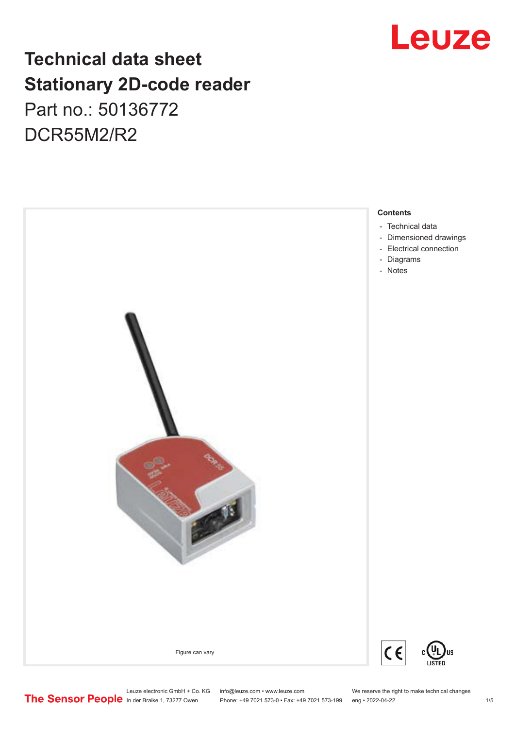# Technical data sheet
# Stationary 2D-code reader

Part no.: 50136772

DCR55M2/R2

Figure can vary

**Contents**

- Technical data
- Dimensioned drawings
- Electrical connection
- Diagrams
- Notes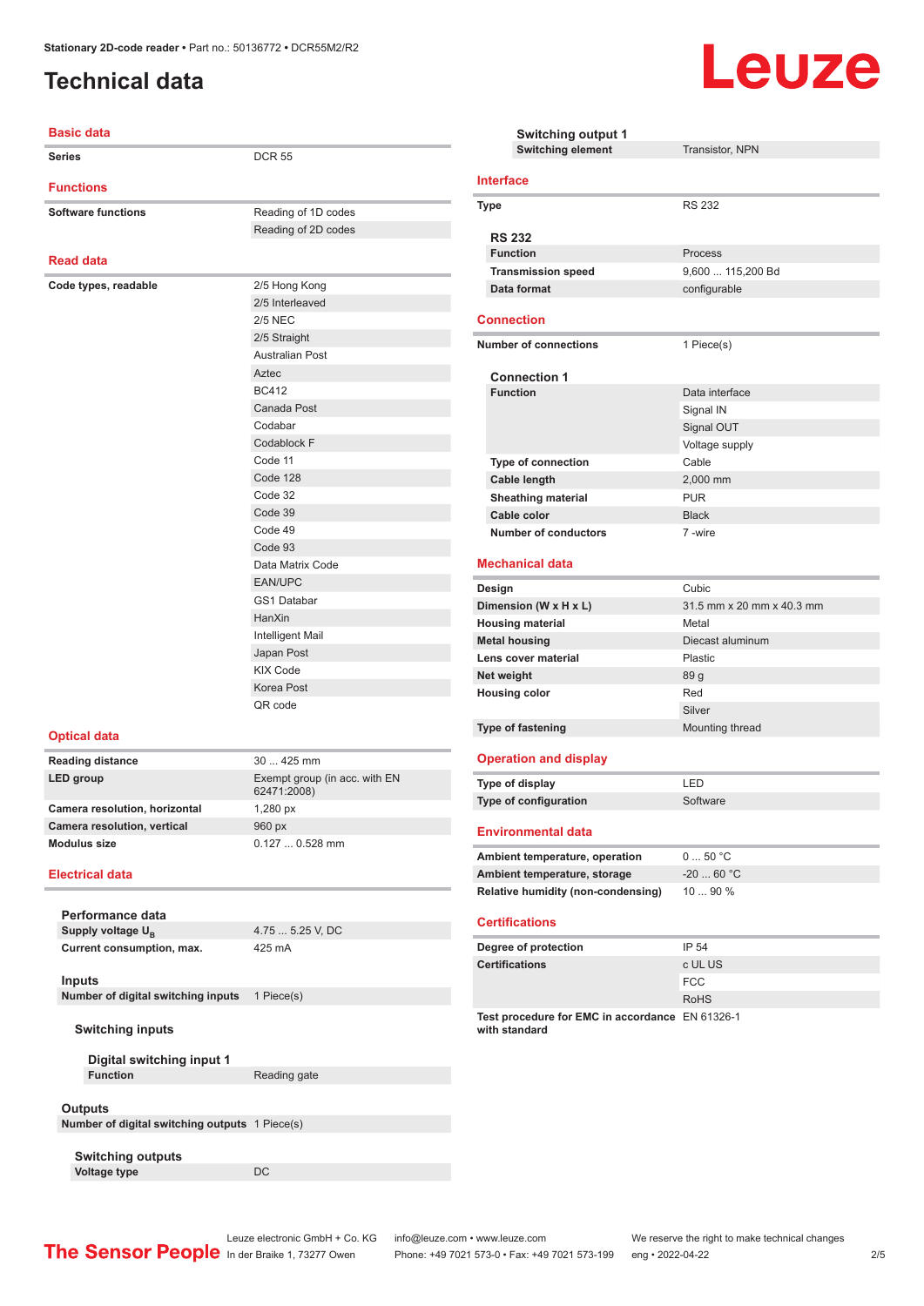# Technical data

## Basic data

| | |
|---|---|
| Series | DCR 55 |

## Functions

| | |
|---|---|
| Software functions | Reading of 1D codes |
| | Reading of 2D codes |

## Read data

| | |
|---|---|
| Code types, readable | 2/5 Hong Kong |
| | 2/5 Interleaved |
| | 2/5 NEC |
| | 2/5 Straight |
| | Australian Post |
| | Aztec |
| | BC412 |
| | Canada Post |
| | Codabar |
| | Codablock F |
| | Code 11 |
| | Code 128 |
| | Code 32 |
| | Code 39 |
| | Code 49 |
| | Code 93 |
| | Data Matrix Code |
| | EAN/UPC |
| | GS1 Databar |
| | HanXin |
| | Intelligent Mail |
| | Japan Post |
| | KIX Code |
| | Korea Post |
| | QR code |

## Optical data

| | |
|---|---|
| Reading distance | 30 ... 425 mm |
| LED group | Exempt group (in acc. with EN 62471:2008) |
| Camera resolution, horizontal | 1,280 px |
| Camera resolution, vertical | 960 px |
| Modulus size | 0.127 ... 0.528 mm |

## Electrical data

### Performance data

| | |
|---|---|
| Supply voltage $U_B$ | 4.75 ... 5.25 V, DC |
| Current consumption, max. | 425 mA |

### Inputs

| | |
|---|---|
| Number of digital switching inputs | 1 Piece(s) |

#### Switching inputs

##### Digital switching input 1

| | |
|---|---|
| Function | Reading gate |

### Outputs

| | |
|---|---|
| Number of digital switching outputs | 1 Piece(s) |

#### Switching outputs

| | |
|---|---|
| Voltage type | DC |

##### Switching output 1

| | |
|---|---|
| Switching element | Transistor, NPN |

## Interface

| | |
|---|---|
| Type | RS 232 |

### RS 232

| | |
|---|---|
| Function | Process |
| Transmission speed | 9,600 ... 115,200 Bd |
| Data format | configurable |

## Connection

| | |
|---|---|
| Number of connections | 1 Piece(s) |

### Connection 1

| | |
|---|---|
| Function | Data interface |
| | Signal IN |
| | Signal OUT |
| | Voltage supply |
| Type of connection | Cable |
| Cable length | 2,000 mm |
| Sheathing material | PUR |
| Cable color | Black |
| Number of conductors | 7 -wire |

## Mechanical data

| | |
|---|---|
| Design | Cubic |
| Dimension (W x H x L) | 31.5 mm x 20 mm x 40.3 mm |
| Housing material | Metal |
| Metal housing | Diecast aluminum |
| Lens cover material | Plastic |
| Net weight | 89 g |
| Housing color | Red |
| | Silver |
| Type of fastening | Mounting thread |

## Operation and display

| | |
|---|---|
| Type of display | LED |
| Type of configuration | Software |

## Environmental data

| | |
|---|---|
| Ambient temperature, operation | 0 ... 50 °C |
| Ambient temperature, storage | -20 ... 60 °C |
| Relative humidity (non-condensing) | 10 ... 90 % |

## Certifications

| | |
|---|---|
| Degree of protection | IP 54 |
| Certifications | c UL US |
| | FCC |
| | RoHS |
| Test procedure for EMC in accordance with standard | EN 61326-1 |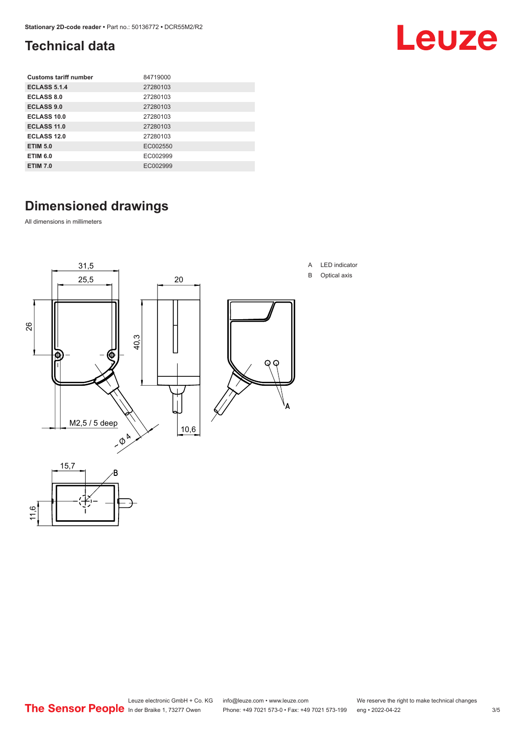## Technical data

| Customs tariff number | 84719000 |
|---|---|
| ECLASS 5.1.4 | 27280103 |
| ECLASS 8.0 | 27280103 |
| ECLASS 9.0 | 27280103 |
| ECLASS 10.0 | 27280103 |
| ECLASS 11.0 | 27280103 |
| ECLASS 12.0 | 27280103 |
| ETIM 5.0 | EC002550 |
| ETIM 6.0 | EC002999 |
| ETIM 7.0 | EC002999 |

## Dimensioned drawings

All dimensions in millimeters

A LED indicator

B Optical axis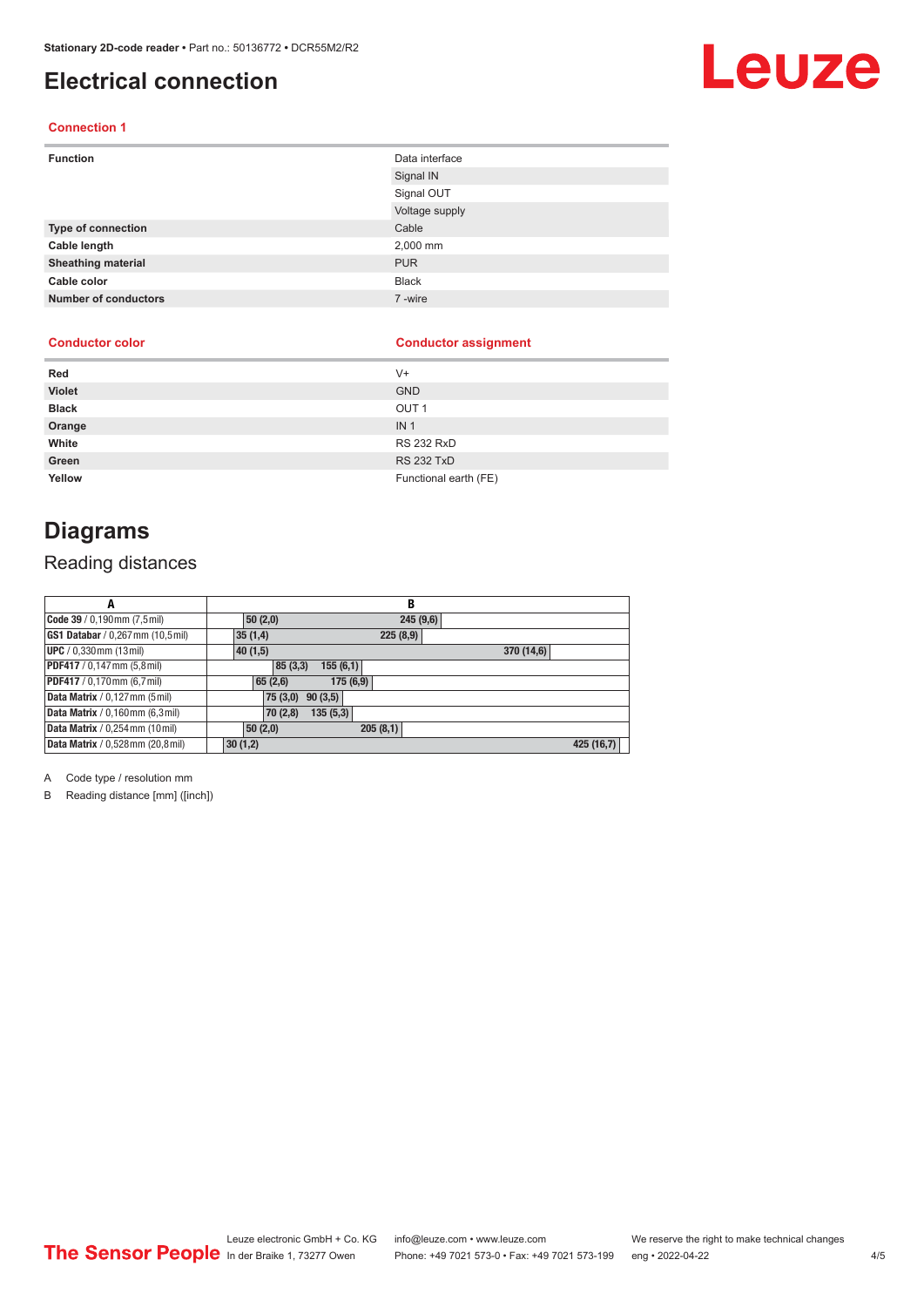# Electrical connection

### Connection 1

| Function | Data interface |
|---|---|
| | Signal IN |
| | Signal OUT |
| | Voltage supply |
| Type of connection | Cable |
| Cable length | 2,000 mm |
| Sheathing material | PUR |
| Cable color | Black |
| Number of conductors | 7 -wire |

| Conductor color | Conductor assignment |
|---|---|
| Red | V+ |
| Violet | GND |
| Black | OUT 1 |
| Orange | IN 1 |
| White | RS 232 RxD |
| Green | RS 232 TxD |
| Yellow | Functional earth (FE) |

# Diagrams

## Reading distances

| A | B |
|---|---|
| **Code 39** / 0,190 mm (7,5 mil) | 50 (2,0) – 245 (9,6) |
| **GS1 Databar** / 0,267 mm (10,5 mil) | 35 (1,4) – 225 (8,9) |
| **UPC** / 0,330 mm (13 mil) | 40 (1,5) – 370 (14,6) |
| **PDF417** / 0,147 mm (5,8 mil) | 85 (3,3) – 155 (6,1) |
| **PDF417** / 0,170 mm (6,7 mil) | 65 (2,6) – 175 (6,9) |
| **Data Matrix** / 0,127 mm (5 mil) | 75 (3,0) – 90 (3,5) |
| **Data Matrix** / 0,160 mm (6,3 mil) | 70 (2,8) – 135 (5,3) |
| **Data Matrix** / 0,254 mm (10 mil) | 50 (2,0) – 205 (8,1) |
| **Data Matrix** / 0,528 mm (20,8 mil) | 30 (1,2) – 425 (16,7) |

A Code type / resolution mm

B Reading distance [mm] ([inch])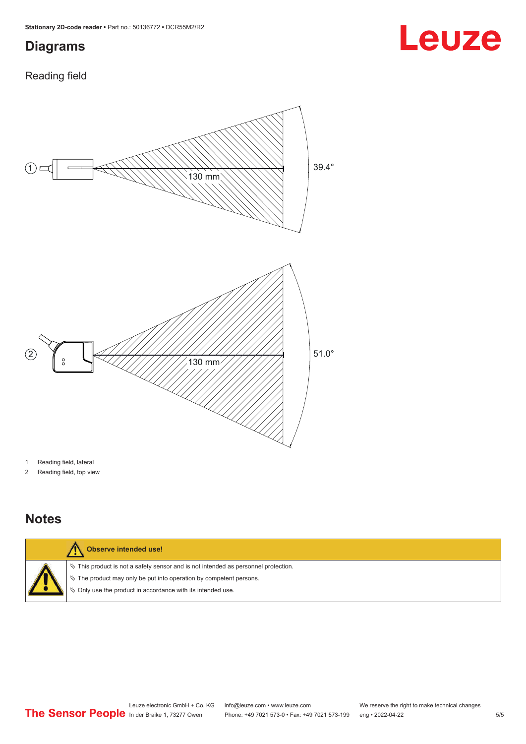## Diagrams

### Reading field

①

130 mm

39.4°

②

130 mm

51.0°

1 Reading field, lateral
2 Reading field, top view

## Notes

**Observe intended use!**

- This product is not a safety sensor and is not intended as personnel protection.
- The product may only be put into operation by competent persons.
- Only use the product in accordance with its intended use.